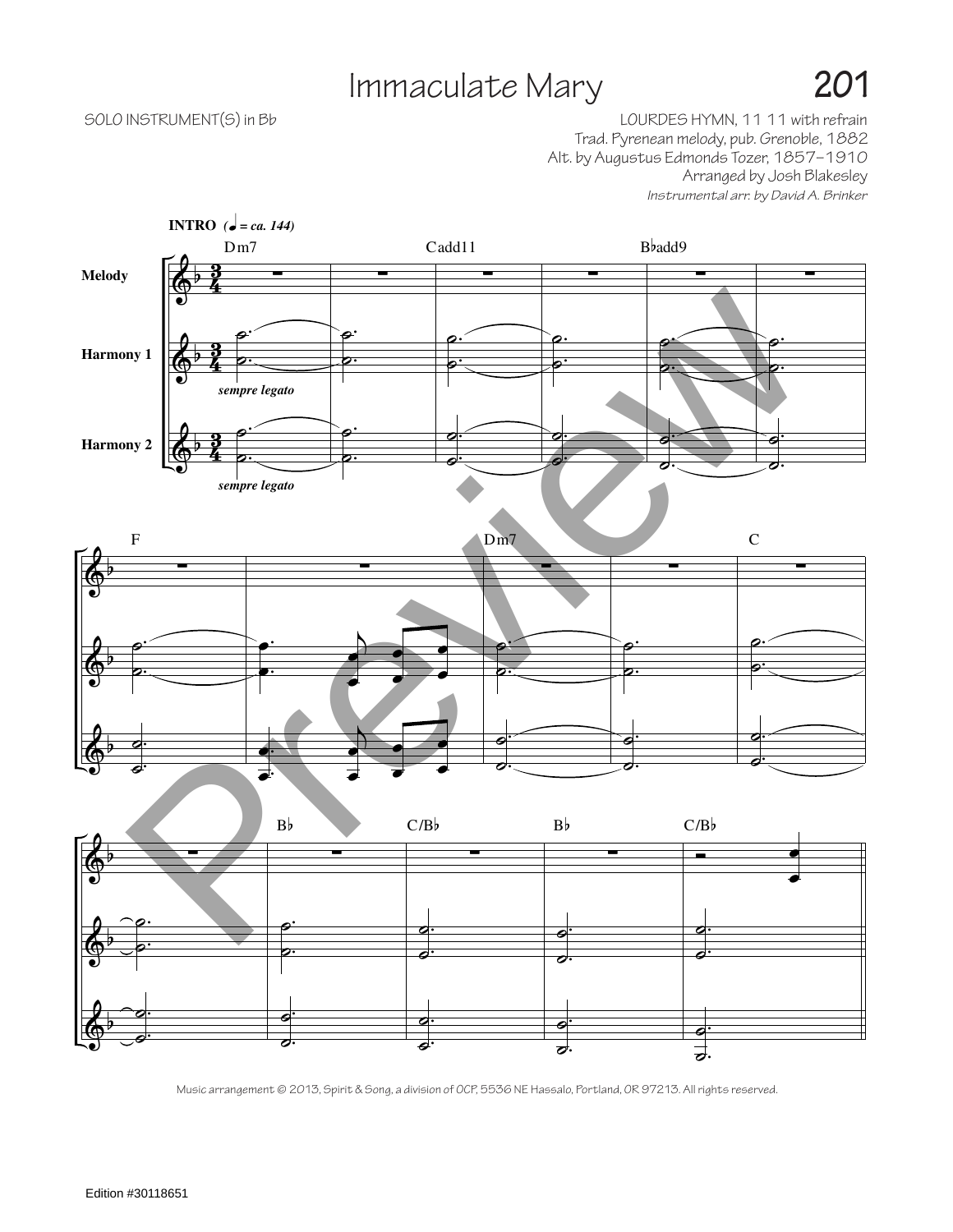# Immaculate Mary

SOLO INSTRUMENT(S) in Bb

LOURDES HYMN, 11 11 with refrain
Trad. Pyrenean melody, pub. Grenoble, 1882
Alt. by Augustus Edmonds Tozer, 1857–1910
Arranged by Josh Blakesley
*Instrumental arr. by David A. Brinker*

**INTRO** (♩ = ca. 144)

Melody

Harmony 1

Harmony 2

*sempre legato*

Dm7 Cadd11 B♭add9

F Dm7 C

B♭ C/B♭ B♭ C/B♭

Music arrangement © 2013, Spirit & Song, a division of OCP, 5536 NE Hassalo, Portland, OR 97213. All rights reserved.

Edition #30118651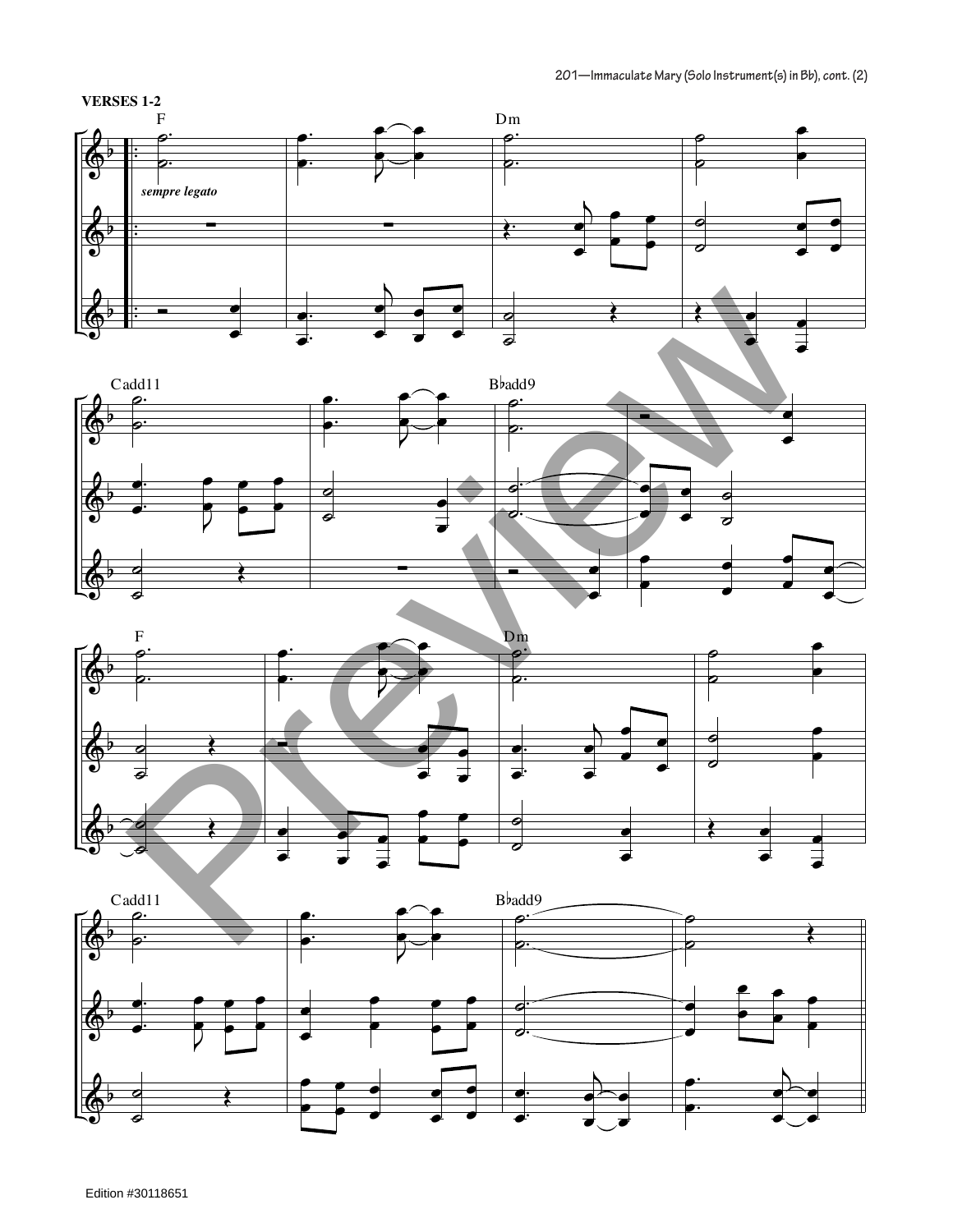**VERSES 1-2**

F — Dm

*sempre legato*

Cadd11 — B♭add9

F — Dm

Cadd11 — B♭add9

Edition #30118651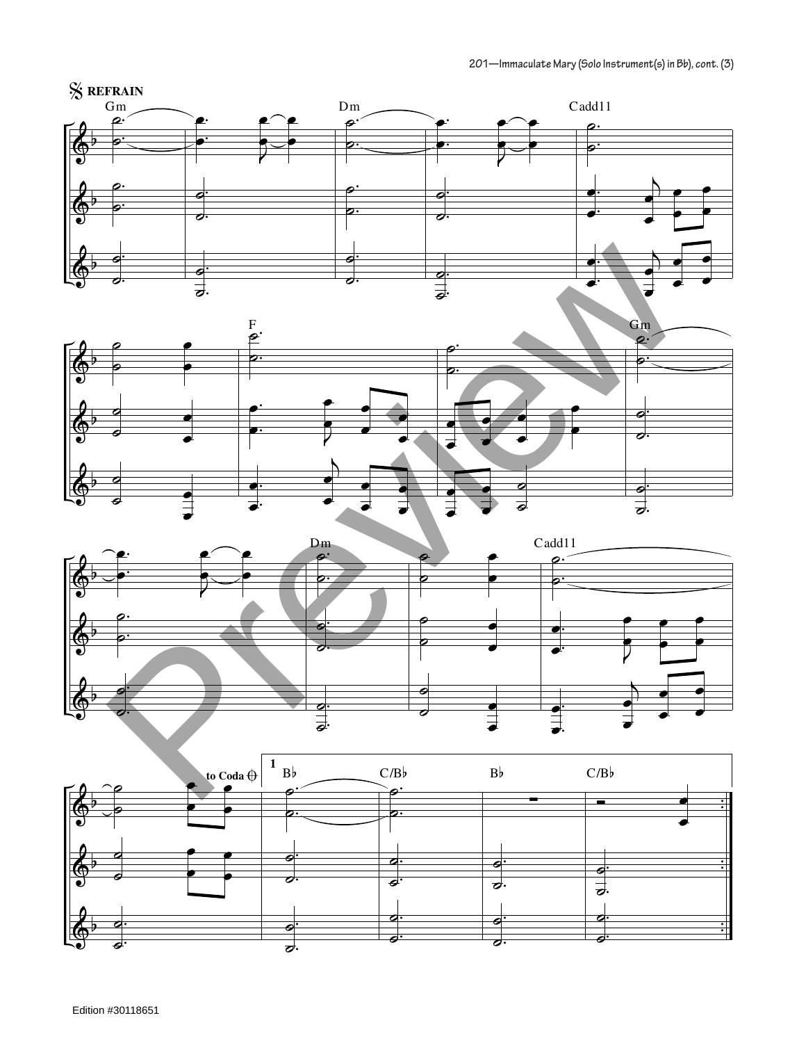𝄋 **REFRAIN**

Gm Dm Cadd11

F Gm

Dm Cadd11

to Coda 𝄌 **1** B♭ C/B♭ B♭ C/B♭

Edition #30118651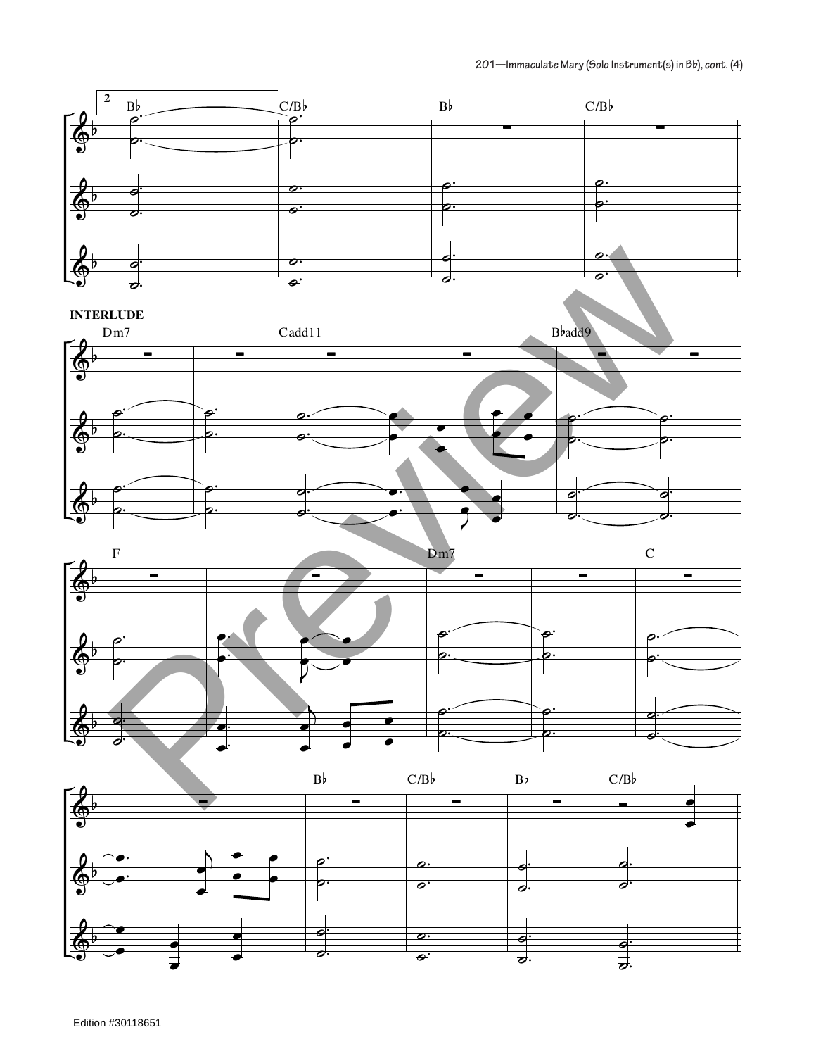**INTERLUDE**

Dm7 Cadd11 B♭add9

F Dm7 C

B♭ C/B♭ B♭ C/B♭

Edition #30118651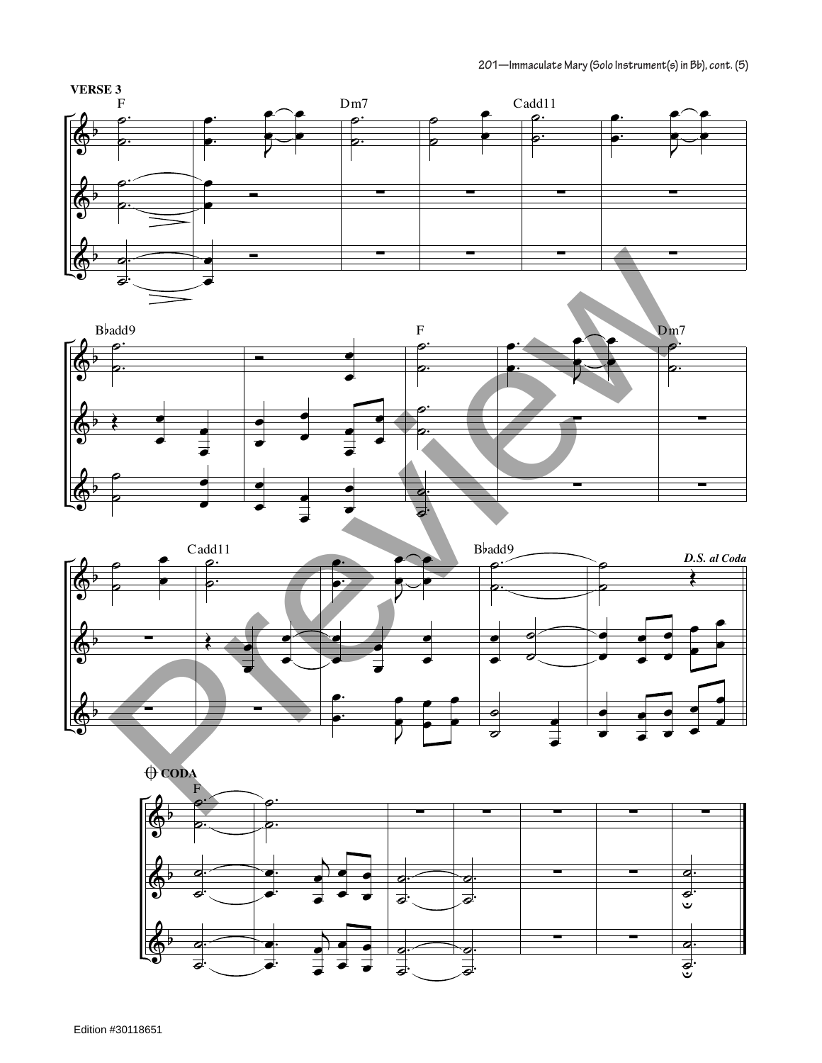**VERSE 3**

F Dm7 Cadd11

B♭add9 F Dm7

Cadd11 B♭add9

*D.S. al Coda*

**CODA**

F

Edition #30118651